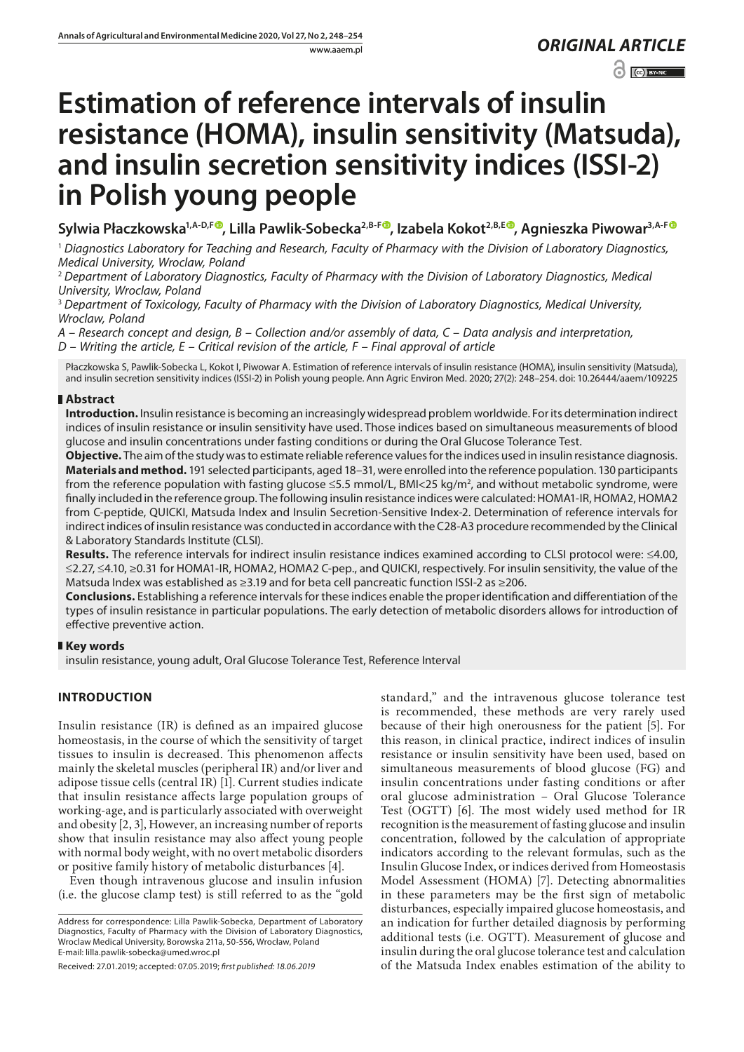*ORIGINAL ARTICLE*

# Estimation of reference intervals of insulin resistance (HOMA), insulin sensitivity (Matsuda), and insulin secretion sensitivity indices (ISSI-2) in Polish young people

**Sylwia Płaczkowska[1,A-D,F], Lilla Pawlik-Sobecka[2,B-F], Izabela Kokot[2,B,E], Agnieszka Piwowar[3,A-F]**

[1] *Diagnostics Laboratory for Teaching and Research, Faculty of Pharmacy with the Division of Laboratory Diagnostics, Medical University, Wroclaw, Poland*

[2] *Department of Laboratory Diagnostics, Faculty of Pharmacy with the Division of Laboratory Diagnostics, Medical University, Wroclaw, Poland*

[3] *Department of Toxicology, Faculty of Pharmacy with the Division of Laboratory Diagnostics, Medical University, Wroclaw, Poland*

*A – Research concept and design, B – Collection and/or assembly of data, C – Data analysis and interpretation, D – Writing the article, E – Critical revision of the article, F – Final approval of article*

Płaczkowska S, Pawlik-Sobecka L, Kokot I, Piwowar A. Estimation of reference intervals of insulin resistance (HOMA), insulin sensitivity (Matsuda), and insulin secretion sensitivity indices (ISSI-2) in Polish young people. Ann Agric Environ Med. 2020; 27(2): 248–254. doi: 10.26444/aaem/109225

## Abstract

**Introduction.** Insulin resistance is becoming an increasingly widespread problem worldwide. For its determination indirect indices of insulin resistance or insulin sensitivity have used. Those indices based on simultaneous measurements of blood glucose and insulin concentrations under fasting conditions or during the Oral Glucose Tolerance Test.

**Objective.** The aim of the study was to estimate reliable reference values for the indices used in insulin resistance diagnosis.

**Materials and method.** 191 selected participants, aged 18–31, were enrolled into the reference population. 130 participants from the reference population with fasting glucose ≤5.5 mmol/L, BMI<25 kg/m$^2$, and without metabolic syndrome, were finally included in the reference group. The following insulin resistance indices were calculated: HOMA1-IR, HOMA2, HOMA2 from C-peptide, QUICKI, Matsuda Index and Insulin Secretion-Sensitive Index-2. Determination of reference intervals for indirect indices of insulin resistance was conducted in accordance with the C28-A3 procedure recommended by the Clinical & Laboratory Standards Institute (CLSI).

**Results.** The reference intervals for indirect insulin resistance indices examined according to CLSI protocol were: ≤4.00, ≤2.27, ≤4.10, ≥0.31 for HOMA1-IR, HOMA2, HOMA2 C-pep., and QUICKI, respectively. For insulin sensitivity, the value of the Matsuda Index was established as ≥3.19 and for beta cell pancreatic function ISSI-2 as ≥206.

**Conclusions.** Establishing a reference intervals for these indices enable the proper identification and differentiation of the types of insulin resistance in particular populations. The early detection of metabolic disorders allows for introduction of effective preventive action.

## Key words

insulin resistance, young adult, Oral Glucose Tolerance Test, Reference Interval

## INTRODUCTION

Insulin resistance (IR) is defined as an impaired glucose homeostasis, in the course of which the sensitivity of target tissues to insulin is decreased. This phenomenon affects mainly the skeletal muscles (peripheral IR) and/or liver and adipose tissue cells (central IR) [1]. Current studies indicate that insulin resistance affects large population groups of working-age, and is particularly associated with overweight and obesity [2, 3], However, an increasing number of reports show that insulin resistance may also affect young people with normal body weight, with no overt metabolic disorders or positive family history of metabolic disturbances [4].

Even though intravenous glucose and insulin infusion (i.e. the glucose clamp test) is still referred to as the "gold standard," and the intravenous glucose tolerance test is recommended, these methods are very rarely used because of their high onerousness for the patient [5]. For this reason, in clinical practice, indirect indices of insulin resistance or insulin sensitivity have been used, based on simultaneous measurements of blood glucose (FG) and insulin concentrations under fasting conditions or after oral glucose administration – Oral Glucose Tolerance Test (OGTT) [6]. The most widely used method for IR recognition is the measurement of fasting glucose and insulin concentration, followed by the calculation of appropriate indicators according to the relevant formulas, such as the Insulin Glucose Index, or indices derived from Homeostasis Model Assessment (HOMA) [7]. Detecting abnormalities in these parameters may be the first sign of metabolic disturbances, especially impaired glucose homeostasis, and an indication for further detailed diagnosis by performing additional tests (i.e. OGTT). Measurement of glucose and insulin during the oral glucose tolerance test and calculation of the Matsuda Index enables estimation of the ability to

Address for correspondence: Lilla Pawlik-Sobecka, Department of Laboratory Diagnostics, Faculty of Pharmacy with the Division of Laboratory Diagnostics, Wroclaw Medical University, Borowska 211a, 50-556, Wrocław, Poland
E-mail: lilla.pawlik-sobecka@umed.wroc.pl

Received: 27.01.2019; accepted: 07.05.2019; *first published: 18.06.2019*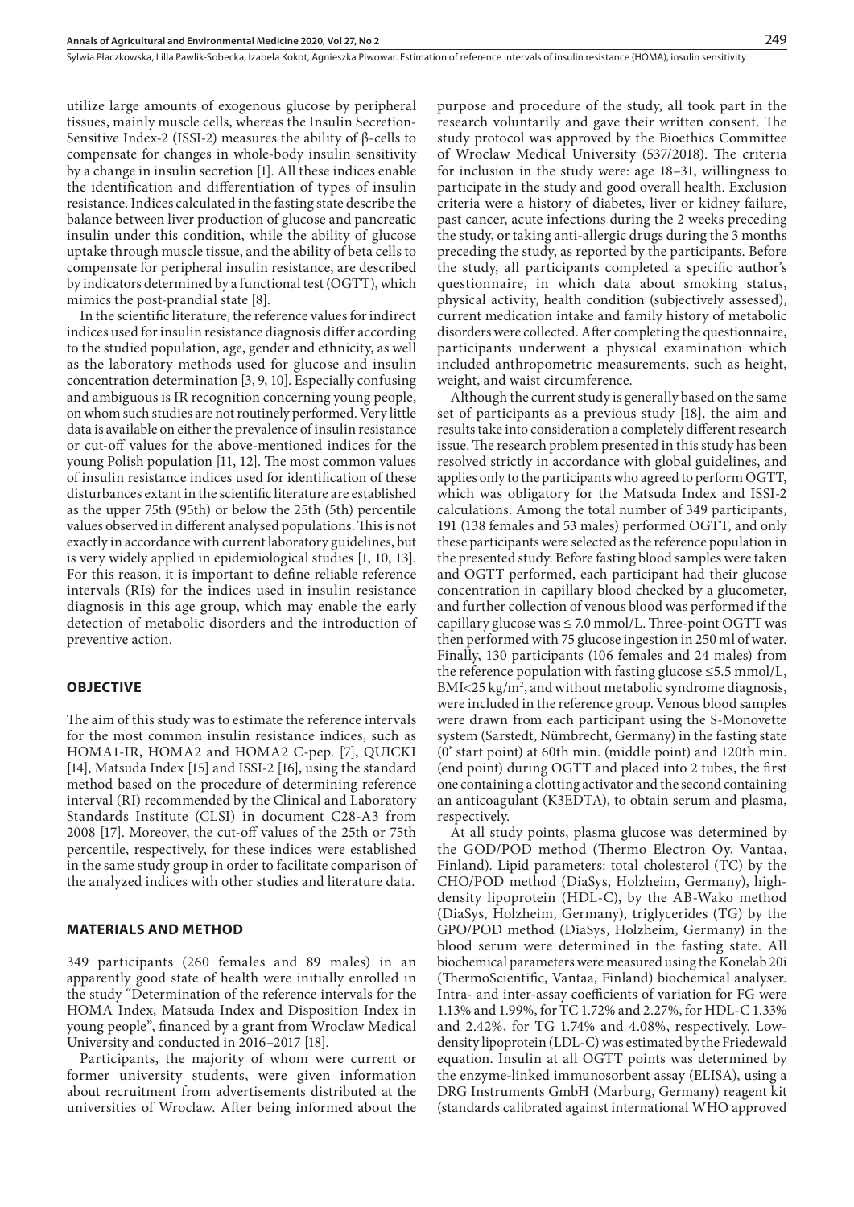utilize large amounts of exogenous glucose by peripheral tissues, mainly muscle cells, whereas the Insulin Secretion-Sensitive Index-2 (ISSI-2) measures the ability of β-cells to compensate for changes in whole-body insulin sensitivity by a change in insulin secretion [1]. All these indices enable the identification and differentiation of types of insulin resistance. Indices calculated in the fasting state describe the balance between liver production of glucose and pancreatic insulin under this condition, while the ability of glucose uptake through muscle tissue, and the ability of beta cells to compensate for peripheral insulin resistance, are described by indicators determined by a functional test (OGTT), which mimics the post-prandial state [8].

In the scientific literature, the reference values for indirect indices used for insulin resistance diagnosis differ according to the studied population, age, gender and ethnicity, as well as the laboratory methods used for glucose and insulin concentration determination [3, 9, 10]. Especially confusing and ambiguous is IR recognition concerning young people, on whom such studies are not routinely performed. Very little data is available on either the prevalence of insulin resistance or cut-off values for the above-mentioned indices for the young Polish population [11, 12]. The most common values of insulin resistance indices used for identification of these disturbances extant in the scientific literature are established as the upper 75th (95th) or below the 25th (5th) percentile values observed in different analysed populations. This is not exactly in accordance with current laboratory guidelines, but is very widely applied in epidemiological studies [1, 10, 13]. For this reason, it is important to define reliable reference intervals (RIs) for the indices used in insulin resistance diagnosis in this age group, which may enable the early detection of metabolic disorders and the introduction of preventive action.

## OBJECTIVE

The aim of this study was to estimate the reference intervals for the most common insulin resistance indices, such as HOMA1-IR, HOMA2 and HOMA2 C-pep. [7], QUICKI [14], Matsuda Index [15] and ISSI-2 [16], using the standard method based on the procedure of determining reference interval (RI) recommended by the Clinical and Laboratory Standards Institute (CLSI) in document C28-A3 from 2008 [17]. Moreover, the cut-off values of the 25th or 75th percentile, respectively, for these indices were established in the same study group in order to facilitate comparison of the analyzed indices with other studies and literature data.

## MATERIALS AND METHOD

349 participants (260 females and 89 males) in an apparently good state of health were initially enrolled in the study "Determination of the reference intervals for the HOMA Index, Matsuda Index and Disposition Index in young people", financed by a grant from Wroclaw Medical University and conducted in 2016–2017 [18].

Participants, the majority of whom were current or former university students, were given information about recruitment from advertisements distributed at the universities of Wroclaw. After being informed about the purpose and procedure of the study, all took part in the research voluntarily and gave their written consent. The study protocol was approved by the Bioethics Committee of Wroclaw Medical University (537/2018). The criteria for inclusion in the study were: age 18–31, willingness to participate in the study and good overall health. Exclusion criteria were a history of diabetes, liver or kidney failure, past cancer, acute infections during the 2 weeks preceding the study, or taking anti-allergic drugs during the 3 months preceding the study, as reported by the participants. Before the study, all participants completed a specific author's questionnaire, in which data about smoking status, physical activity, health condition (subjectively assessed), current medication intake and family history of metabolic disorders were collected. After completing the questionnaire, participants underwent a physical examination which included anthropometric measurements, such as height, weight, and waist circumference.

Although the current study is generally based on the same set of participants as a previous study [18], the aim and results take into consideration a completely different research issue. The research problem presented in this study has been resolved strictly in accordance with global guidelines, and applies only to the participants who agreed to perform OGTT, which was obligatory for the Matsuda Index and ISSI-2 calculations. Among the total number of 349 participants, 191 (138 females and 53 males) performed OGTT, and only these participants were selected as the reference population in the presented study. Before fasting blood samples were taken and OGTT performed, each participant had their glucose concentration in capillary blood checked by a glucometer, and further collection of venous blood was performed if the capillary glucose was ≤ 7.0 mmol/L. Three-point OGTT was then performed with 75 glucose ingestion in 250 ml of water. Finally, 130 participants (106 females and 24 males) from the reference population with fasting glucose ≤5.5 mmol/L, BMI<25 kg/m$^2$, and without metabolic syndrome diagnosis, were included in the reference group. Venous blood samples were drawn from each participant using the S-Monovette system (Sarstedt, Nümbrecht, Germany) in the fasting state (0' start point) at 60th min. (middle point) and 120th min. (end point) during OGTT and placed into 2 tubes, the first one containing a clotting activator and the second containing an anticoagulant (K3EDTA), to obtain serum and plasma, respectively.

At all study points, plasma glucose was determined by the GOD/POD method (Thermo Electron Oy, Vantaa, Finland). Lipid parameters: total cholesterol (TC) by the CHO/POD method (DiaSys, Holzheim, Germany), high-density lipoprotein (HDL-C), by the AB-Wako method (DiaSys, Holzheim, Germany), triglycerides (TG) by the GPO/POD method (DiaSys, Holzheim, Germany) in the blood serum were determined in the fasting state. All biochemical parameters were measured using the Konelab 20i (ThermoScientific, Vantaa, Finland) biochemical analyser. Intra- and inter-assay coefficients of variation for FG were 1.13% and 1.99%, for TC 1.72% and 2.27%, for HDL-C 1.33% and 2.42%, for TG 1.74% and 4.08%, respectively. Low-density lipoprotein (LDL-C) was estimated by the Friedewald equation. Insulin at all OGTT points was determined by the enzyme-linked immunosorbent assay (ELISA), using a DRG Instruments GmbH (Marburg, Germany) reagent kit (standards calibrated against international WHO approved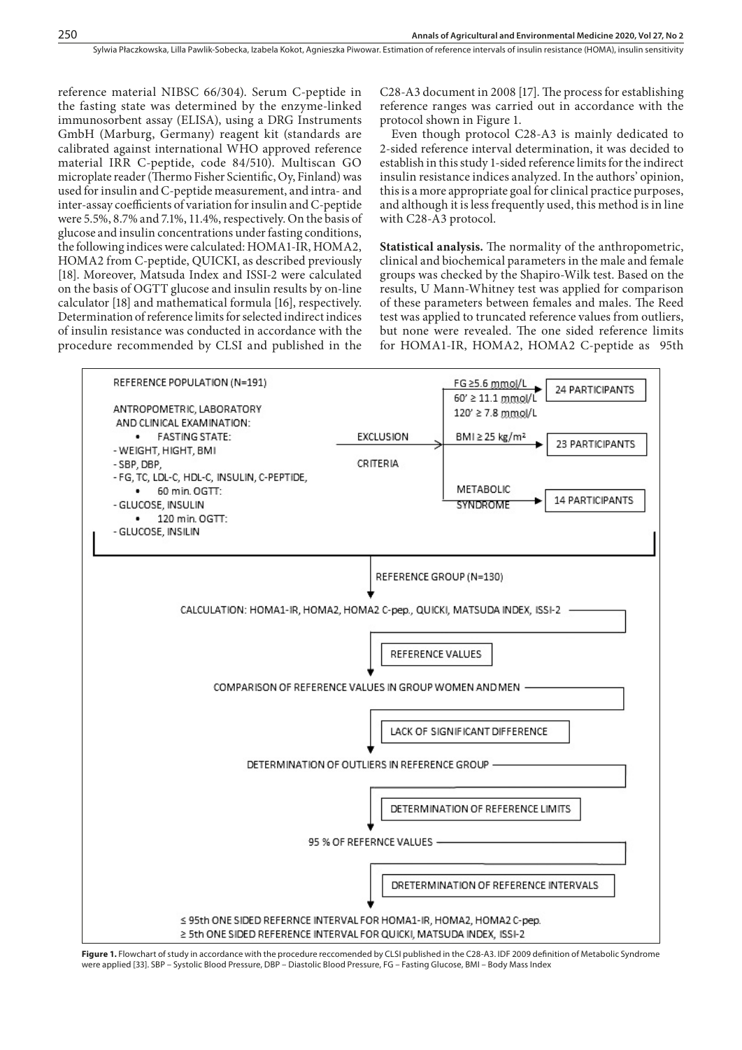reference material NIBSC 66/304). Serum C-peptide in the fasting state was determined by the enzyme-linked immunosorbent assay (ELISA), using a DRG Instruments GmbH (Marburg, Germany) reagent kit (standards are calibrated against international WHO approved reference material IRR C-peptide, code 84/510). Multiscan GO microplate reader (Thermo Fisher Scientific, Oy, Finland) was used for insulin and C-peptide measurement, and intra- and inter-assay coefficients of variation for insulin and C-peptide were 5.5%, 8.7% and 7.1%, 11.4%, respectively. On the basis of glucose and insulin concentrations under fasting conditions, the following indices were calculated: HOMA1-IR, HOMA2, HOMA2 from C-peptide, QUICKI, as described previously [18]. Moreover, Matsuda Index and ISSI-2 were calculated on the basis of OGTT glucose and insulin results by on-line calculator [18] and mathematical formula [16], respectively. Determination of reference limits for selected indirect indices of insulin resistance was conducted in accordance with the procedure recommended by CLSI and published in the C28-A3 document in 2008 [17]. The process for establishing reference ranges was carried out in accordance with the protocol shown in Figure 1.

Even though protocol C28-A3 is mainly dedicated to 2-sided reference interval determination, it was decided to establish in this study 1-sided reference limits for the indirect insulin resistance indices analyzed. In the authors' opinion, this is a more appropriate goal for clinical practice purposes, and although it is less frequently used, this method is in line with C28-A3 protocol.

**Statistical analysis.** The normality of the anthropometric, clinical and biochemical parameters in the male and female groups was checked by the Shapiro-Wilk test. Based on the results, U Mann-Whitney test was applied for comparison of these parameters between females and males. The Reed test was applied to truncated reference values from outliers, but none were revealed. The one sided reference limits for HOMA1-IR, HOMA2, HOMA2 C-peptide as 95th

REFERENCE POPULATION (N=191)

ANTROPOMETRIC, LABORATORY AND CLINICAL EXAMINATION:
- FASTING STATE:
  - WEIGHT, HIGHT, BMI
  - SBP, DBP,
  - FG, TC, LDL-C, HDL-C, INSULIN, C-PEPTIDE,
- 60 min. OGTT:
  - GLUCOSE, INSULIN
- 120 min. OGTT:
  - GLUCOSE, INSILIN

EXCLUSION CRITERIA:
- FG ≥5.6 mmol/L, 60' ≥ 11.1 mmol/L, 120' ≥ 7.8 mmol/L → 24 PARTICIPANTS
- BMI ≥ 25 kg/m² → 23 PARTICIPANTS
- METABOLIC SYNDROME → 14 PARTICIPANTS

REFERENCE GROUP (N=130)

CALCULATION: HOMA1-IR, HOMA2, HOMA2 C-pep., QUICKI, MATSUDA INDEX, ISSI-2 → REFERENCE VALUES

COMPARISON OF REFERENCE VALUES IN GROUP WOMEN AND MEN → LACK OF SIGNIFICANT DIFFERENCE

DETERMINATION OF OUTLIERS IN REFERENCE GROUP → DETERMINATION OF REFERENCE LIMITS

95 % OF REFERNCE VALUES → DRETERMINATION OF REFERENCE INTERVALS

≤ 95th ONE SIDED REFERNCE INTERVAL FOR HOMA1-IR, HOMA2, HOMA2 C-pep.
≥ 5th ONE SIDED REFERNCE INTERVAL FOR QUICKI, MATSUDA INDEX, ISSI-2

**Figure 1.** Flowchart of study in accordance with the procedure reccomended by CLSI published in the C28-A3. IDF 2009 definition of Metabolic Syndrome were applied [33]. SBP – Systolic Blood Pressure, DBP – Diastolic Blood Pressure, FG – Fasting Glucose, BMI – Body Mass Index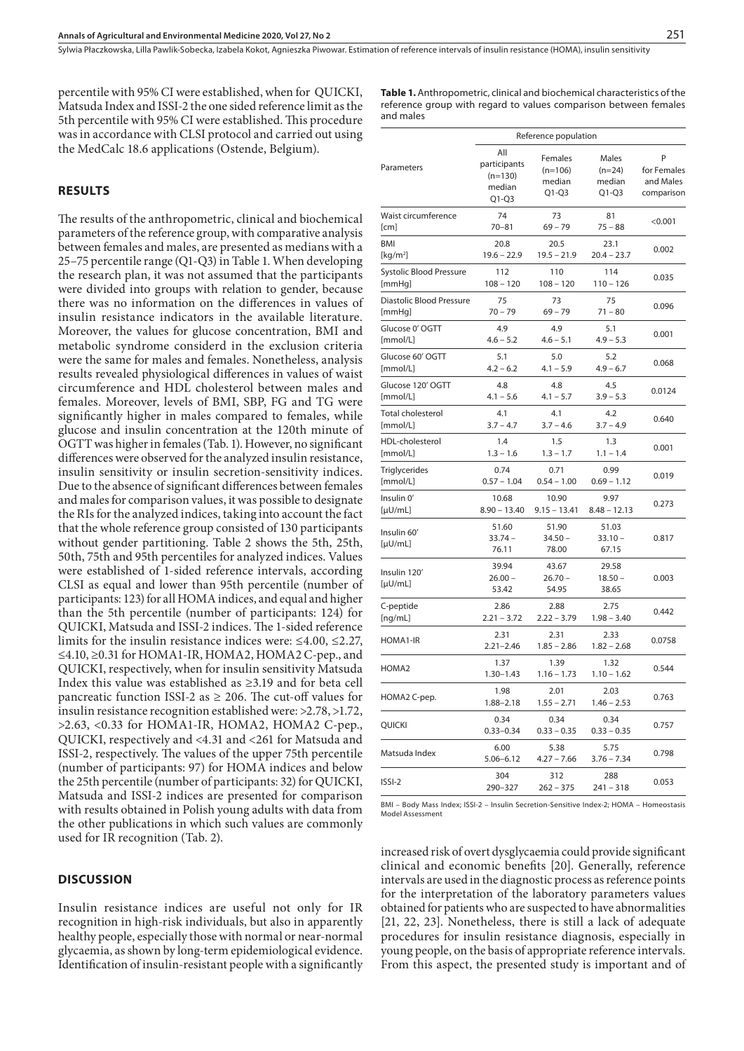percentile with 95% CI were established, when for QUICKI, Matsuda Index and ISSI-2 the one sided reference limit as the 5th percentile with 95% CI were established. This procedure was in accordance with CLSI protocol and carried out using the MedCalc 18.6 applications (Ostende, Belgium).

## RESULTS

The results of the anthropometric, clinical and biochemical parameters of the reference group, with comparative analysis between females and males, are presented as medians with a 25–75 percentile range (Q1-Q3) in Table 1. When developing the research plan, it was not assumed that the participants were divided into groups with relation to gender, because there was no information on the differences in values of insulin resistance indicators in the available literature. Moreover, the values for glucose concentration, BMI and metabolic syndrome considerd in the exclusion criteria were the same for males and females. Nonetheless, analysis results revealed physiological differences in values of waist circumference and HDL cholesterol between males and females. Moreover, levels of BMI, SBP, FG and TG were significantly higher in males compared to females, while glucose and insulin concentration at the 120th minute of OGTT was higher in females (Tab. 1). However, no significant differences were observed for the analyzed insulin resistance, insulin sensitivity or insulin secretion-sensitivity indices. Due to the absence of significant differences between females and males for comparison values, it was possible to designate the RIs for the analyzed indices, taking into account the fact that the whole reference group consisted of 130 participants without gender partitioning. Table 2 shows the 5th, 25th, 50th, 75th and 95th percentiles for analyzed indices. Values were established of 1-sided reference intervals, according CLSI as equal and lower than 95th percentile (number of participants: 123) for all HOMA indices, and equal and higher than the 5th percentile (number of participants: 124) for QUICKI, Matsuda and ISSI-2 indices. The 1-sided reference limits for the insulin resistance indices were: ≤4.00, ≤2.27, ≤4.10, ≥0.31 for HOMA1-IR, HOMA2, HOMA2 C-pep., and QUICKI, respectively, when for insulin sensitivity Matsuda Index this value was established as ≥3.19 and for beta cell pancreatic function ISSI-2 as ≥ 206. The cut-off values for insulin resistance recognition established were: >2.78, >1.72, >2.63, <0.33 for HOMA1-IR, HOMA2, HOMA2 C-pep., QUICKI, respectively and <4.31 and <261 for Matsuda and ISSI-2, respectively. The values of the upper 75th percentile (number of participants: 97) for HOMA indices and below the 25th percentile (number of participants: 32) for QUICKI, Matsuda and ISSI-2 indices are presented for comparison with results obtained in Polish young adults with data from the other publications in which such values are commonly used for IR recognition (Tab. 2).

## DISCUSSION

Insulin resistance indices are useful not only for IR recognition in high-risk individuals, but also in apparently healthy people, especially those with normal or near-normal glycaemia, as shown by long-term epidemiological evidence. Identification of insulin-resistant people with a significantly increased risk of overt dysglycaemia could provide significant clinical and economic benefits [20]. Generally, reference intervals are used in the diagnostic process as reference points for the interpretation of the laboratory parameters values obtained for patients who are suspected to have abnormalities [21, 22, 23]. Nonetheless, there is still a lack of adequate procedures for insulin resistance diagnosis, especially in young people, on the basis of appropriate reference intervals. From this aspect, the presented study is important and of

**Table 1.** Anthropometric, clinical and biochemical characteristics of the reference group with regard to values comparison between females and males

| Parameters | Reference population | | | |
|---|---|---|---|---|
| | All participants (n=130) median Q1-Q3 | Females (n=106) median Q1-Q3 | Males (n=24) median Q1-Q3 | P for Females and Males comparison |
| Waist circumference [cm] | 74<br>70–81 | 73<br>69 – 79 | 81<br>75 – 88 | <0.001 |
| BMI [kg/m²] | 20.8<br>19.6 – 22.9 | 20.5<br>19.5 – 21.9 | 23.1<br>20.4 – 23.7 | 0.002 |
| Systolic Blood Pressure [mmHg] | 112<br>108 – 120 | 110<br>108 – 120 | 114<br>110 – 126 | 0.035 |
| Diastolic Blood Pressure [mmHg] | 75<br>70 – 79 | 73<br>69 – 79 | 75<br>71 – 80 | 0.096 |
| Glucose 0' OGTT [mmol/L] | 4.9<br>4.6 – 5.2 | 4.9<br>4.6 – 5.1 | 5.1<br>4.9 – 5.3 | 0.001 |
| Glucose 60' OGTT [mmol/L] | 5.1<br>4.2 – 6.2 | 5.0<br>4.1 – 5.9 | 5.2<br>4.9 – 6.7 | 0.068 |
| Glucose 120' OGTT [mmol/L] | 4.8<br>4.1 – 5.6 | 4.8<br>4.1 – 5.7 | 4.5<br>3.9 – 5.3 | 0.0124 |
| Total cholesterol [mmol/L] | 4.1<br>3.7 – 4.7 | 4.1<br>3.7 – 4.6 | 4.2<br>3.7 – 4.9 | 0.640 |
| HDL-cholesterol [mmol/L] | 1.4<br>1.3 – 1.6 | 1.5<br>1.3 – 1.7 | 1.3<br>1.1 – 1.4 | 0.001 |
| Triglycerides [mmol/L] | 0.74<br>0.57 – 1.04 | 0.71<br>0.54 – 1.00 | 0.99<br>0.69 – 1.12 | 0.019 |
| Insulin 0' [µU/mL] | 10.68<br>8.90 – 13.40 | 10.90<br>9.15 – 13.41 | 9.97<br>8.48 – 12.13 | 0.273 |
| Insulin 60' [µU/mL] | 51.60<br>33.74 – 76.11 | 51.90<br>34.50 – 78.00 | 51.03<br>33.10 – 67.15 | 0.817 |
| Insulin 120' [µU/mL] | 39.94<br>26.00 – 53.42 | 43.67<br>26.70 – 54.95 | 29.58<br>18.50 – 38.65 | 0.003 |
| C-peptide [ng/mL] | 2.86<br>2.21 – 3.72 | 2.88<br>2.22 – 3.79 | 2.75<br>1.98 – 3.40 | 0.442 |
| HOMA1-IR | 2.31<br>2.21–2.46 | 2.31<br>1.85 – 2.86 | 2.33<br>1.82 – 2.68 | 0.0758 |
| HOMA2 | 1.37<br>1.30–1.43 | 1.39<br>1.16 – 1.73 | 1.32<br>1.10 – 1.62 | 0.544 |
| HOMA2 C-pep. | 1.98<br>1.88–2.18 | 2.01<br>1.55 – 2.71 | 2.03<br>1.46 – 2.53 | 0.763 |
| QUICKI | 0.34<br>0.33–0.34 | 0.34<br>0.33 – 0.35 | 0.34<br>0.33 – 0.35 | 0.757 |
| Matsuda Index | 6.00<br>5.06–6.12 | 5.38<br>4.27 – 7.66 | 5.75<br>3.76 – 7.34 | 0.798 |
| ISSI-2 | 304<br>290–327 | 312<br>262 – 375 | 288<br>241 – 318 | 0.053 |

BMI – Body Mass Index; ISSI-2 – Insulin Secretion-Sensitive Index-2; HOMA – Homeostasis Model Assessment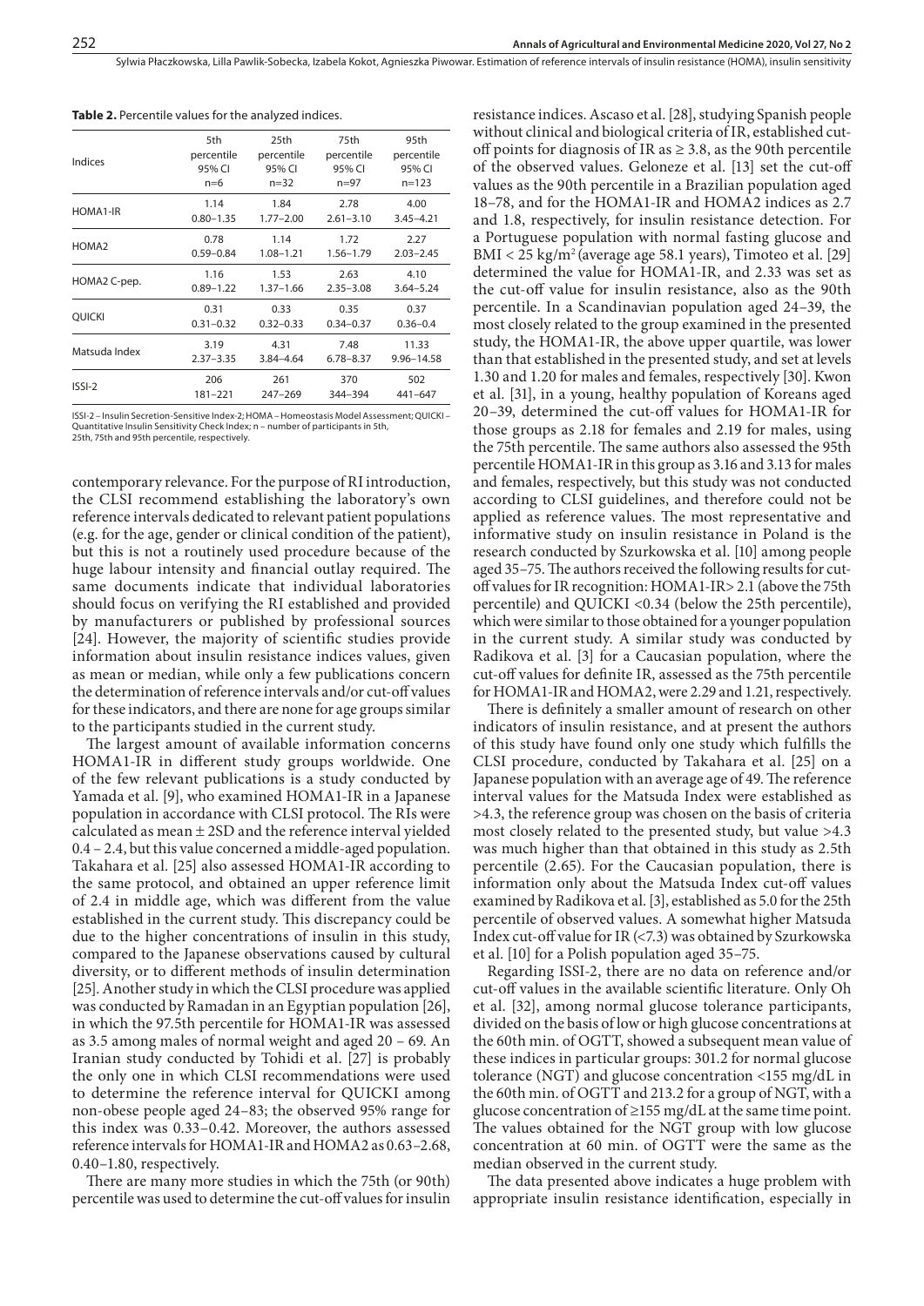**Table 2.** Percentile values for the analyzed indices.

| Indices | 5th percentile 95% CI n=6 | 25th percentile 95% CI n=32 | 75th percentile 95% CI n=97 | 95th percentile 95% CI n=123 |
|---|---|---|---|---|
| HOMA1-IR | 1.14<br>0.80–1.35 | 1.84<br>1.77–2.00 | 2.78<br>2.61–3.10 | 4.00<br>3.45–4.21 |
| HOMA2 | 0.78<br>0.59–0.84 | 1.14<br>1.08–1.21 | 1.72<br>1.56–1.79 | 2.27<br>2.03–2.45 |
| HOMA2 C-pep. | 1.16<br>0.89–1.22 | 1.53<br>1.37–1.66 | 2.63<br>2.35–3.08 | 4.10<br>3.64–5.24 |
| QUICKI | 0.31<br>0.31–0.32 | 0.33<br>0.32–0.33 | 0.35<br>0.34–0.37 | 0.37<br>0.36–0.4 |
| Matsuda Index | 3.19<br>2.37–3.35 | 4.31<br>3.84–4.64 | 7.48<br>6.78–8.37 | 11.33<br>9.96–14.58 |
| ISSI-2 | 206<br>181–221 | 261<br>247–269 | 370<br>344–394 | 502<br>441–647 |

ISSI-2 – Insulin Secretion-Sensitive Index-2; HOMA – Homeostasis Model Assessment; QUICKI – Quantitative Insulin Sensitivity Check Index; n – number of participants in 5th, 25th, 75th and 95th percentile, respectively.

contemporary relevance. For the purpose of RI introduction, the CLSI recommend establishing the laboratory's own reference intervals dedicated to relevant patient populations (e.g. for the age, gender or clinical condition of the patient), but this is not a routinely used procedure because of the huge labour intensity and financial outlay required. The same documents indicate that individual laboratories should focus on verifying the RI established and provided by manufacturers or published by professional sources [24]. However, the majority of scientific studies provide information about insulin resistance indices values, given as mean or median, while only a few publications concern the determination of reference intervals and/or cut-off values for these indicators, and there are none for age groups similar to the participants studied in the current study.

The largest amount of available information concerns HOMA1-IR in different study groups worldwide. One of the few relevant publications is a study conducted by Yamada et al. [9], who examined HOMA1-IR in a Japanese population in accordance with CLSI protocol. The RIs were calculated as mean ± 2SD and the reference interval yielded 0.4 – 2.4, but this value concerned a middle-aged population. Takahara et al. [25] also assessed HOMA1-IR according to the same protocol, and obtained an upper reference limit of 2.4 in middle age, which was different from the value established in the current study. This discrepancy could be due to the higher concentrations of insulin in this study, compared to the Japanese observations caused by cultural diversity, or to different methods of insulin determination [25]. Another study in which the CLSI procedure was applied was conducted by Ramadan in an Egyptian population [26], in which the 97.5th percentile for HOMA1-IR was assessed as 3.5 among males of normal weight and aged 20 – 69. An Iranian study conducted by Tohidi et al. [27] is probably the only one in which CLSI recommendations were used to determine the reference interval for QUICKI among non-obese people aged 24–83; the observed 95% range for this index was 0.33–0.42. Moreover, the authors assessed reference intervals for HOMA1-IR and HOMA2 as 0.63–2.68, 0.40–1.80, respectively.

There are many more studies in which the 75th (or 90th) percentile was used to determine the cut-off values for insulin resistance indices. Ascaso et al. [28], studying Spanish people without clinical and biological criteria of IR, established cut-off points for diagnosis of IR as ≥ 3.8, as the 90th percentile of the observed values. Geloneze et al. [13] set the cut-off values as the 90th percentile in a Brazilian population aged 18–78, and for the HOMA1-IR and HOMA2 indices as 2.7 and 1.8, respectively, for insulin resistance detection. For a Portuguese population with normal fasting glucose and BMI < 25 kg/m$^2$ (average age 58.1 years), Timoteo et al. [29] determined the value for HOMA1-IR, and 2.33 was set as the cut-off value for insulin resistance, also as the 90th percentile. In a Scandinavian population aged 24–39, the most closely related to the group examined in the presented study, the HOMA1-IR, the above upper quartile, was lower than that established in the presented study, and set at levels 1.30 and 1.20 for males and females, respectively [30]. Kwon et al. [31], in a young, healthy population of Koreans aged 20–39, determined the cut-off values for HOMA1-IR for those groups as 2.18 for females and 2.19 for males, using the 75th percentile. The same authors also assessed the 95th percentile HOMA1-IR in this group as 3.16 and 3.13 for males and females, respectively, but this study was not conducted according to CLSI guidelines, and therefore could not be applied as reference values. The most representative and informative study on insulin resistance in Poland is the research conducted by Szurkowska et al. [10] among people aged 35–75. The authors received the following results for cut-off values for IR recognition: HOMA1-IR> 2.1 (above the 75th percentile) and QUICKI <0.34 (below the 25th percentile), which were similar to those obtained for a younger population in the current study. A similar study was conducted by Radikova et al. [3] for a Caucasian population, where the cut-off values for definite IR, assessed as the 75th percentile for HOMA1-IR and HOMA2, were 2.29 and 1.21, respectively.

There is definitely a smaller amount of research on other indicators of insulin resistance, and at present the authors of this study have found only one study which fulfills the CLSI procedure, conducted by Takahara et al. [25] on a Japanese population with an average age of 49. The reference interval values for the Matsuda Index were established as >4.3, the reference group was chosen on the basis of criteria most closely related to the presented study, but value >4.3 was much higher than that obtained in this study as 2.5th percentile (2.65). For the Caucasian population, there is information only about the Matsuda Index cut-off values examined by Radikova et al. [3], established as 5.0 for the 25th percentile of observed values. A somewhat higher Matsuda Index cut-off value for IR (<7.3) was obtained by Szurkowska et al. [10] for a Polish population aged 35–75.

Regarding ISSI-2, there are no data on reference and/or cut-off values in the available scientific literature. Only Oh et al. [32], among normal glucose tolerance participants, divided on the basis of low or high glucose concentrations at the 60th min. of OGTT, showed a subsequent mean value of these indices in particular groups: 301.2 for normal glucose tolerance (NGT) and glucose concentration <155 mg/dL in the 60th min. of OGTT and 213.2 for a group of NGT, with a glucose concentration of ≥155 mg/dL at the same time point. The values obtained for the NGT group with low glucose concentration at 60 min. of OGTT were the same as the median observed in the current study.

The data presented above indicates a huge problem with appropriate insulin resistance identification, especially in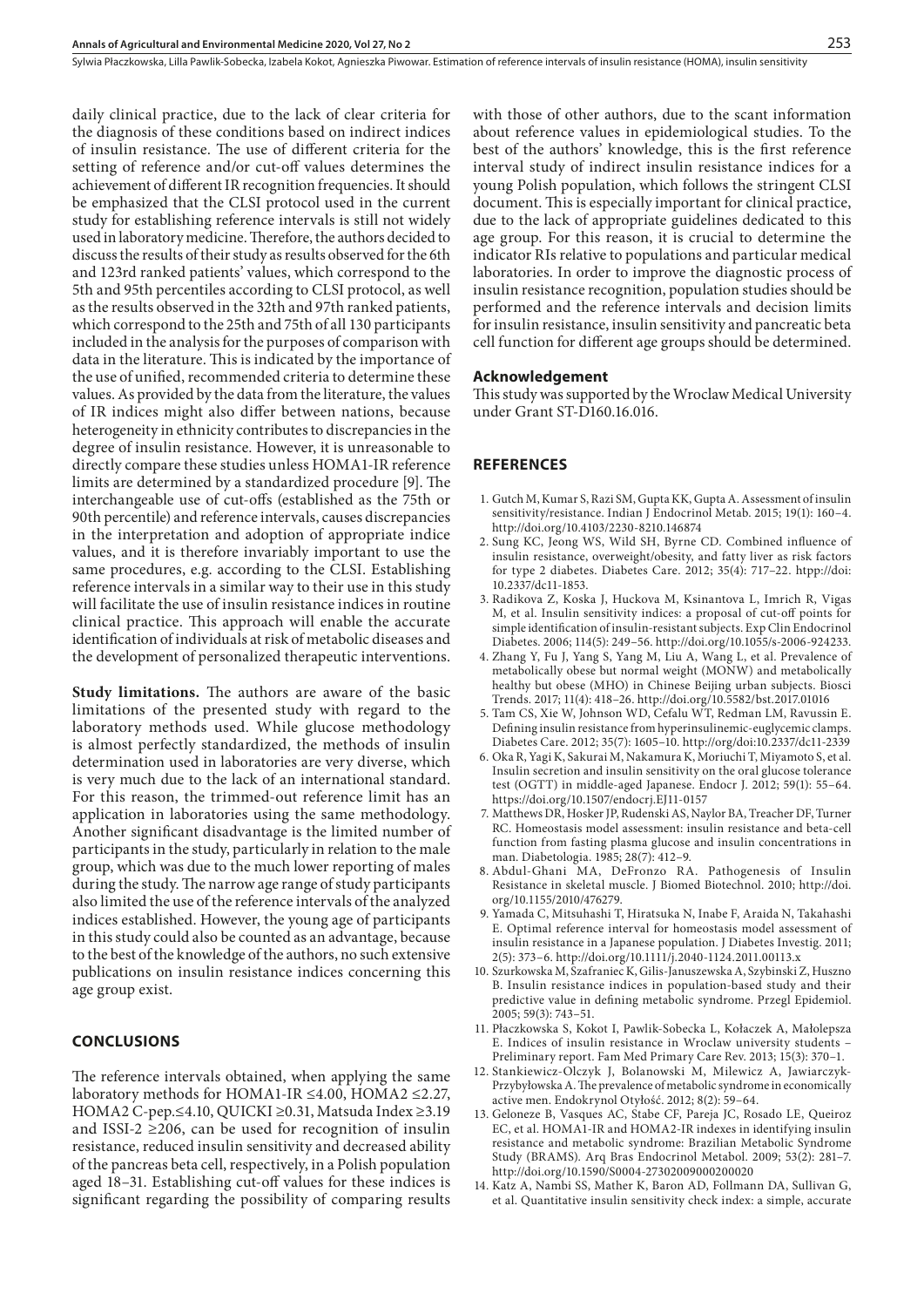daily clinical practice, due to the lack of clear criteria for the diagnosis of these conditions based on indirect indices of insulin resistance. The use of different criteria for the setting of reference and/or cut-off values determines the achievement of different IR recognition frequencies. It should be emphasized that the CLSI protocol used in the current study for establishing reference intervals is still not widely used in laboratory medicine. Therefore, the authors decided to discuss the results of their study as results observed for the 6th and 123rd ranked patients' values, which correspond to the 5th and 95th percentiles according to CLSI protocol, as well as the results observed in the 32th and 97th ranked patients, which correspond to the 25th and 75th of all 130 participants included in the analysis for the purposes of comparison with data in the literature. This is indicated by the importance of the use of unified, recommended criteria to determine these values. As provided by the data from the literature, the values of IR indices might also differ between nations, because heterogeneity in ethnicity contributes to discrepancies in the degree of insulin resistance. However, it is unreasonable to directly compare these studies unless HOMA1-IR reference limits are determined by a standardized procedure [9]. The interchangeable use of cut-offs (established as the 75th or 90th percentile) and reference intervals, causes discrepancies in the interpretation and adoption of appropriate indice values, and it is therefore invariably important to use the same procedures, e.g. according to the CLSI. Establishing reference intervals in a similar way to their use in this study will facilitate the use of insulin resistance indices in routine clinical practice. This approach will enable the accurate identification of individuals at risk of metabolic diseases and the development of personalized therapeutic interventions.

**Study limitations.** The authors are aware of the basic limitations of the presented study with regard to the laboratory methods used. While glucose methodology is almost perfectly standardized, the methods of insulin determination used in laboratories are very diverse, which is very much due to the lack of an international standard. For this reason, the trimmed-out reference limit has an application in laboratories using the same methodology. Another significant disadvantage is the limited number of participants in the study, particularly in relation to the male group, which was due to the much lower reporting of males during the study. The narrow age range of study participants also limited the use of the reference intervals of the analyzed indices established. However, the young age of participants in this study could also be counted as an advantage, because to the best of the knowledge of the authors, no such extensive publications on insulin resistance indices concerning this age group exist.

## CONCLUSIONS

The reference intervals obtained, when applying the same laboratory methods for HOMA1-IR ≤4.00, HOMA2 ≤2.27, HOMA2 C-pep.≤4.10, QUICKI ≥0.31, Matsuda Index ≥3.19 and ISSI-2 ≥206, can be used for recognition of insulin resistance, reduced insulin sensitivity and decreased ability of the pancreas beta cell, respectively, in a Polish population aged 18–31. Establishing cut-off values for these indices is significant regarding the possibility of comparing results with those of other authors, due to the scant information about reference values in epidemiological studies. To the best of the authors' knowledge, this is the first reference interval study of indirect insulin resistance indices for a young Polish population, which follows the stringent CLSI document. This is especially important for clinical practice, due to the lack of appropriate guidelines dedicated to this age group. For this reason, it is crucial to determine the indicator RIs relative to populations and particular medical laboratories. In order to improve the diagnostic process of insulin resistance recognition, population studies should be performed and the reference intervals and decision limits for insulin resistance, insulin sensitivity and pancreatic beta cell function for different age groups should be determined.

### Acknowledgement

This study was supported by the Wroclaw Medical University under Grant ST-D160.16.016.

## REFERENCES

1. Gutch M, Kumar S, Razi SM, Gupta KK, Gupta A. Assessment of insulin sensitivity/resistance. Indian J Endocrinol Metab. 2015; 19(1): 160–4. http://doi.org/10.4103/2230-8210.146874
2. Sung KC, Jeong WS, Wild SH, Byrne CD. Combined influence of insulin resistance, overweight/obesity, and fatty liver as risk factors for type 2 diabetes. Diabetes Care. 2012; 35(4): 717–22. htpp://doi: 10.2337/dc11-1853.
3. Radikova Z, Koska J, Huckova M, Ksinantova L, Imrich R, Vigas M, et al. Insulin sensitivity indices: a proposal of cut-off points for simple identification of insulin-resistant subjects. Exp Clin Endocrinol Diabetes. 2006; 114(5): 249–56. http://doi.org/10.1055/s-2006-924233.
4. Zhang Y, Fu J, Yang S, Yang M, Liu A, Wang L, et al. Prevalence of metabolically obese but normal weight (MONW) and metabolically healthy but obese (MHO) in Chinese Beijing urban subjects. Biosci Trends. 2017; 11(4): 418–26. http://doi.org/10.5582/bst.2017.01016
5. Tam CS, Xie W, Johnson WD, Cefalu WT, Redman LM, Ravussin E. Defining insulin resistance from hyperinsulinemic-euglycemic clamps. Diabetes Care. 2012; 35(7): 1605–10. http://org/doi:10.2337/dc11-2339
6. Oka R, Yagi K, Sakurai M, Nakamura K, Moriuchi T, Miyamoto S, et al. Insulin secretion and insulin sensitivity on the oral glucose tolerance test (OGTT) in middle-aged Japanese. Endocr J. 2012; 59(1): 55–64. https://doi.org/10.1507/endocrj.EJ11-0157
7. Matthews DR, Hosker JP, Rudenski AS, Naylor BA, Treacher DF, Turner RC. Homeostasis model assessment: insulin resistance and beta-cell function from fasting plasma glucose and insulin concentrations in man. Diabetologia. 1985; 28(7): 412–9.
8. Abdul-Ghani MA, DeFronzo RA. Pathogenesis of Insulin Resistance in skeletal muscle. J Biomed Biotechnol. 2010; http://doi.org/10.1155/2010/476279.
9. Yamada C, Mitsuhashi T, Hiratsuka N, Inabe F, Araida N, Takahashi E. Optimal reference interval for homeostasis model assessment of insulin resistance in a Japanese population. J Diabetes Investig. 2011; 2(5): 373–6. http://doi.org/10.1111/j.2040-1124.2011.00113.x
10. Szurkowska M, Szafraniec K, Gilis-Januszewska A, Szybinski Z, Huszno B. Insulin resistance indices in population-based study and their predictive value in defining metabolic syndrome. Przegl Epidemiol. 2005; 59(3): 743–51.
11. Płaczkowska S, Kokot I, Pawlik-Sobecka L, Kołaczek A, Małolepsza E. Indices of insulin resistance in Wroclaw university students – Preliminary report. Fam Med Primary Care Rev. 2013; 15(3): 370–1.
12. Stankiewicz-Olczyk J, Bolanowski M, Milewicz A, Jawiarczyk-Przybyłowska A. The prevalence of metabolic syndrome in economically active men. Endokrynol Otyłość. 2012; 8(2): 59–64.
13. Geloneze B, Vasques AC, Stabe CF, Pareja JC, Rosado LE, Queiroz EC, et al. HOMA1-IR and HOMA2-IR indexes in identifying insulin resistance and metabolic syndrome: Brazilian Metabolic Syndrome Study (BRAMS). Arq Bras Endocrinol Metabol. 2009; 53(2): 281–7. http://doi.org/10.1590/S0004-27302009000200020
14. Katz A, Nambi SS, Mather K, Baron AD, Follmann DA, Sullivan G, et al. Quantitative insulin sensitivity check index: a simple, accurate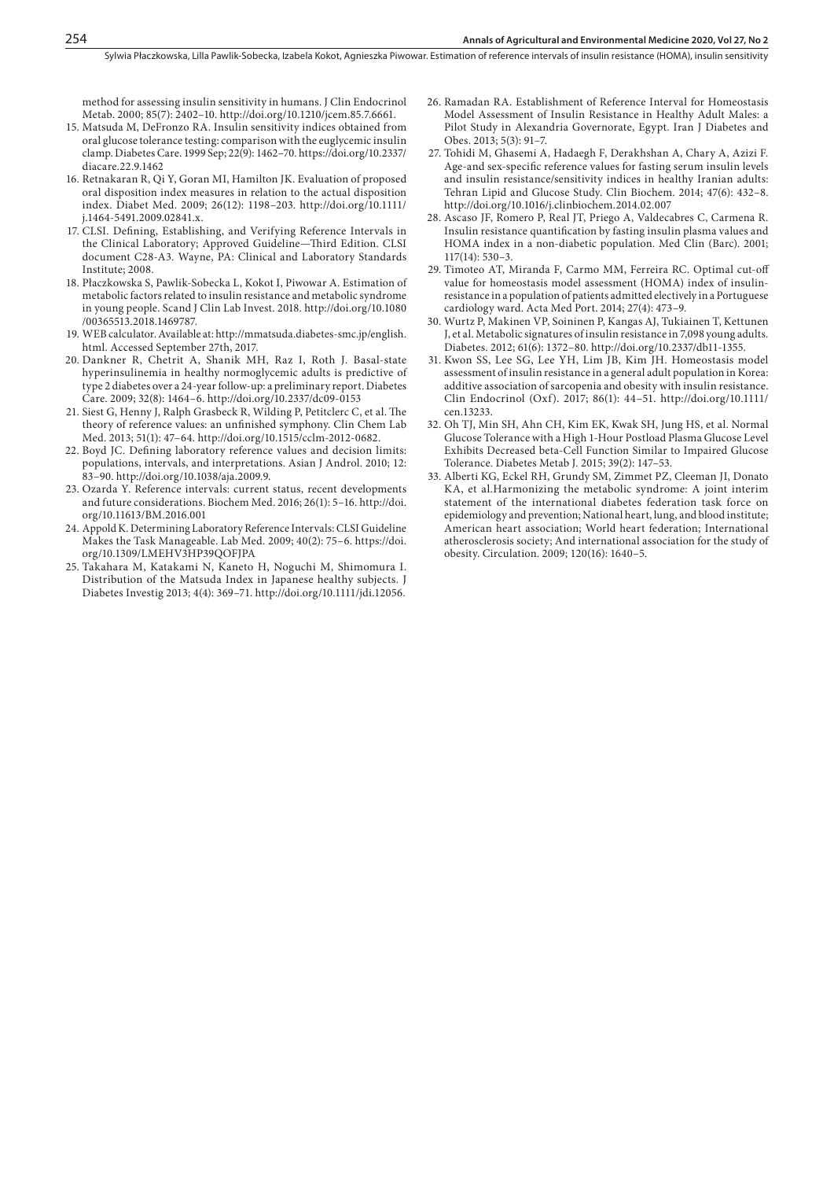method for assessing insulin sensitivity in humans. J Clin Endocrinol Metab. 2000; 85(7): 2402–10. http://doi.org/10.1210/jcem.85.7.6661.

15. Matsuda M, DeFronzo RA. Insulin sensitivity indices obtained from oral glucose tolerance testing: comparison with the euglycemic insulin clamp. Diabetes Care. 1999 Sep; 22(9): 1462–70. https://doi.org/10.2337/diacare.22.9.1462
16. Retnakaran R, Qi Y, Goran MI, Hamilton JK. Evaluation of proposed oral disposition index measures in relation to the actual disposition index. Diabet Med. 2009; 26(12): 1198–203. http://doi.org/10.1111/j.1464-5491.2009.02841.x.
17. CLSI. Defining, Establishing, and Verifying Reference Intervals in the Clinical Laboratory; Approved Guideline—Third Edition. CLSI document C28-A3. Wayne, PA: Clinical and Laboratory Standards Institute; 2008.
18. Płaczkowska S, Pawlik-Sobecka L, Kokot I, Piwowar A. Estimation of metabolic factors related to insulin resistance and metabolic syndrome in young people. Scand J Clin Lab Invest. 2018. http://doi.org/10.1080/00365513.2018.1469787.
19. WEB calculator. Available at: http://mmatsuda.diabetes-smc.jp/english.html. Accessed September 27th, 2017.
20. Dankner R, Chetrit A, Shanik MH, Raz I, Roth J. Basal-state hyperinsulinemia in healthy normoglycemic adults is predictive of type 2 diabetes over a 24-year follow-up: a preliminary report. Diabetes Care. 2009; 32(8): 1464–6. http://doi.org/10.2337/dc09-0153
21. Siest G, Henny J, Ralph Grasbeck R, Wilding P, Petitclerc C, et al. The theory of reference values: an unfinished symphony. Clin Chem Lab Med. 2013; 51(1): 47–64. http://doi.org/10.1515/cclm-2012-0682.
22. Boyd JC. Defining laboratory reference values and decision limits: populations, intervals, and interpretations. Asian J Androl. 2010; 12: 83–90. http://doi.org/10.1038/aja.2009.9.
23. Ozarda Y. Reference intervals: current status, recent developments and future considerations. Biochem Med. 2016; 26(1): 5–16. http://doi.org/10.11613/BM.2016.001
24. Appold K. Determining Laboratory Reference Intervals: CLSI Guideline Makes the Task Manageable. Lab Med. 2009; 40(2): 75–6. https://doi.org/10.1309/LMEHV3HP39QOFJPA
25. Takahara M, Katakami N, Kaneto H, Noguchi M, Shimomura I. Distribution of the Matsuda Index in Japanese healthy subjects. J Diabetes Investig 2013; 4(4): 369–71. http://doi.org/10.1111/jdi.12056.
26. Ramadan RA. Establishment of Reference Interval for Homeostasis Model Assessment of Insulin Resistance in Healthy Adult Males: a Pilot Study in Alexandria Governorate, Egypt. Iran J Diabetes and Obes. 2013; 5(3): 91–7.
27. Tohidi M, Ghasemi A, Hadaegh F, Derakhshan A, Chary A, Azizi F. Age-and sex-specific reference values for fasting serum insulin levels and insulin resistance/sensitivity indices in healthy Iranian adults: Tehran Lipid and Glucose Study. Clin Biochem. 2014; 47(6): 432–8. http://doi.org/10.1016/j.clinbiochem.2014.02.007
28. Ascaso JF, Romero P, Real JT, Priego A, Valdecabres C, Carmena R. Insulin resistance quantification by fasting insulin plasma values and HOMA index in a non-diabetic population. Med Clin (Barc). 2001; 117(14): 530–3.
29. Timoteo AT, Miranda F, Carmo MM, Ferreira RC. Optimal cut-off value for homeostasis model assessment (HOMA) index of insulin-resistance in a population of patients admitted electively in a Portuguese cardiology ward. Acta Med Port. 2014; 27(4): 473–9.
30. Wurtz P, Makinen VP, Soininen P, Kangas AJ, Tukiainen T, Kettunen J, et al. Metabolic signatures of insulin resistance in 7,098 young adults. Diabetes. 2012; 61(6): 1372–80. http://doi.org/10.2337/db11-1355.
31. Kwon SS, Lee SG, Lee YH, Lim JB, Kim JH. Homeostasis model assessment of insulin resistance in a general adult population in Korea: additive association of sarcopenia and obesity with insulin resistance. Clin Endocrinol (Oxf). 2017; 86(1): 44–51. http://doi.org/10.1111/cen.13233.
32. Oh TJ, Min SH, Ahn CH, Kim EK, Kwak SH, Jung HS, et al. Normal Glucose Tolerance with a High 1-Hour Postload Plasma Glucose Level Exhibits Decreased beta-Cell Function Similar to Impaired Glucose Tolerance. Diabetes Metab J. 2015; 39(2): 147–53.
33. Alberti KG, Eckel RH, Grundy SM, Zimmet PZ, Cleeman JI, Donato KA, et al.Harmonizing the metabolic syndrome: A joint interim statement of the international diabetes federation task force on epidemiology and prevention; National heart, lung, and blood institute; American heart association; World heart federation; International atherosclerosis society; And international association for the study of obesity. Circulation. 2009; 120(16): 1640–5.